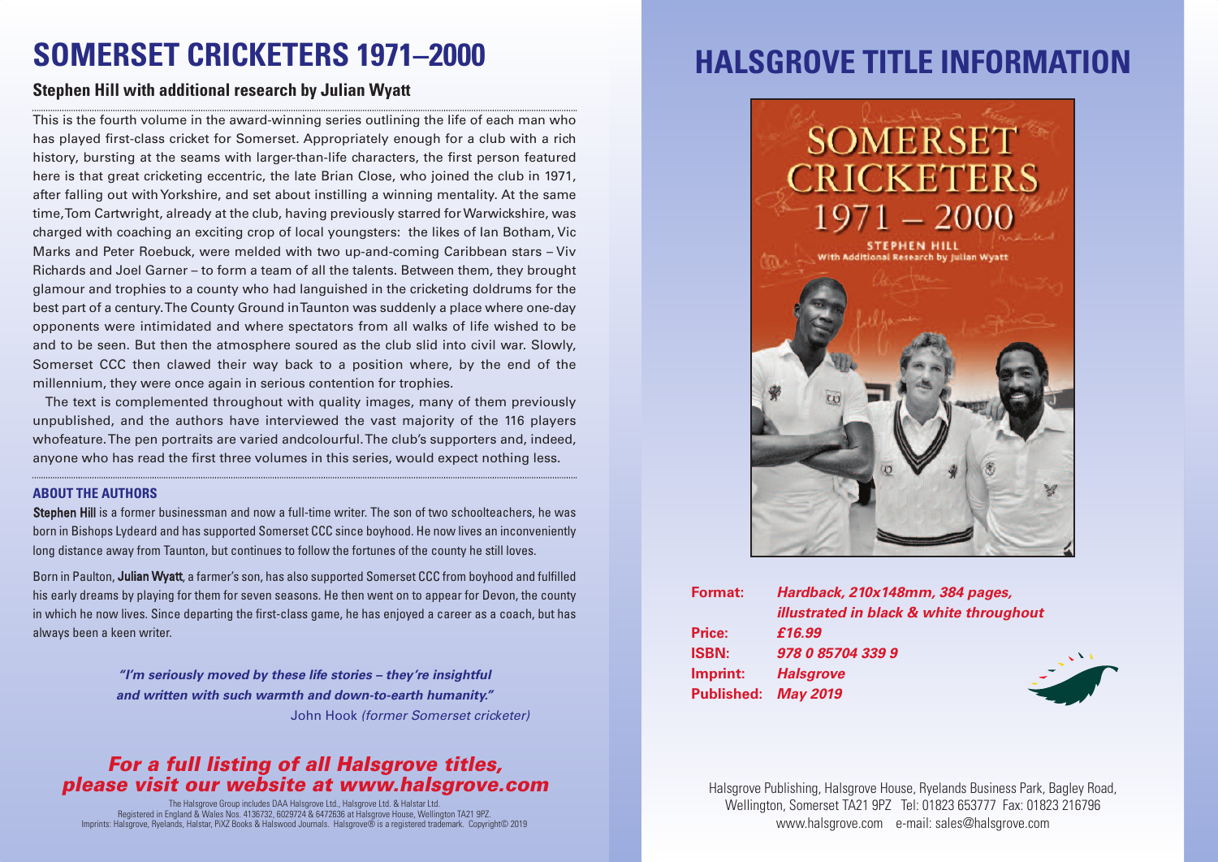# SOMERSET CRICKETERS 1971–2000

### Stephen Hill with additional research by Julian Wyatt

This is the fourth volume in the award-winning series outlining the life of each man who has played first-class cricket for Somerset. Appropriately enough for a club with a rich history, bursting at the seams with larger-than-life characters, the first person featured here is that great cricketing eccentric, the late Brian Close, who joined the club in 1971, after falling out with Yorkshire, and set about instilling a winning mentality. At the same time, Tom Cartwright, already at the club, having previously starred for Warwickshire, was charged with coaching an exciting crop of local youngsters: the likes of Ian Botham, Vic Marks and Peter Roebuck, were melded with two up-and-coming Caribbean stars – Viv Richards and Joel Garner – to form a team of all the talents. Between them, they brought glamour and trophies to a county who had languished in the cricketing doldrums for the best part of a century. The County Ground in Taunton was suddenly a place where one-day opponents were intimidated and where spectators from all walks of life wished to be and to be seen. But then the atmosphere soured as the club slid into civil war. Slowly, Somerset CCC then clawed their way back to a position where, by the end of the millennium, they were once again in serious contention for trophies.

The text is complemented throughout with quality images, many of them previously unpublished, and the authors have interviewed the vast majority of the 116 players whofeature. The pen portraits are varied andcolourful. The club's supporters and, indeed, anyone who has read the first three volumes in this series, would expect nothing less.

### ABOUT THE AUTHORS

**Stephen Hill** is a former businessman and now a full-time writer. The son of two schoolteachers, he was born in Bishops Lydeard and has supported Somerset CCC since boyhood. He now lives an inconveniently long distance away from Taunton, but continues to follow the fortunes of the county he still loves.

Born in Paulton, **Julian Wyatt**, a farmer's son, has also supported Somerset CCC from boyhood and fulfilled his early dreams by playing for them for seven seasons. He then went on to appear for Devon, the county in which he now lives. Since departing the first-class game, he has enjoyed a career as a coach, but has always been a keen writer.

> ***"I'm seriously moved by these life stories – they're insightful and written with such warmth and down-to-earth humanity."***
> John Hook *(former Somerset cricketer)*

***For a full listing of all Halsgrove titles, please visit our website at www.halsgrove.com***

The Halsgrove Group includes DAA Halsgrove Ltd., Halsgrove Ltd. & Halstar Ltd.
Registered in England & Wales Nos. 4136732, 6029724 & 6472636 at Halsgrove House, Wellington TA21 9PZ.
Imprints: Halsgrove, Ryelands, Halstar, PiXZ Books & Halswood Journals. Halsgrove® is a registered trademark. Copyright© 2019

# HALSGROVE TITLE INFORMATION

SOMERSET CRICKETERS 1971 – 2000
STEPHEN HILL
With Additional Research by Julian Wyatt

**Format:** *Hardback, 210x148mm, 384 pages, illustrated in black & white throughout*
**Price:** *£16.99*
**ISBN:** *978 0 85704 339 9*
**Imprint:** *Halsgrove*
**Published:** *May 2019*

Halsgrove Publishing, Halsgrove House, Ryelands Business Park, Bagley Road, Wellington, Somerset TA21 9PZ Tel: 01823 653777 Fax: 01823 216796
www.halsgrove.com e-mail: sales@halsgrove.com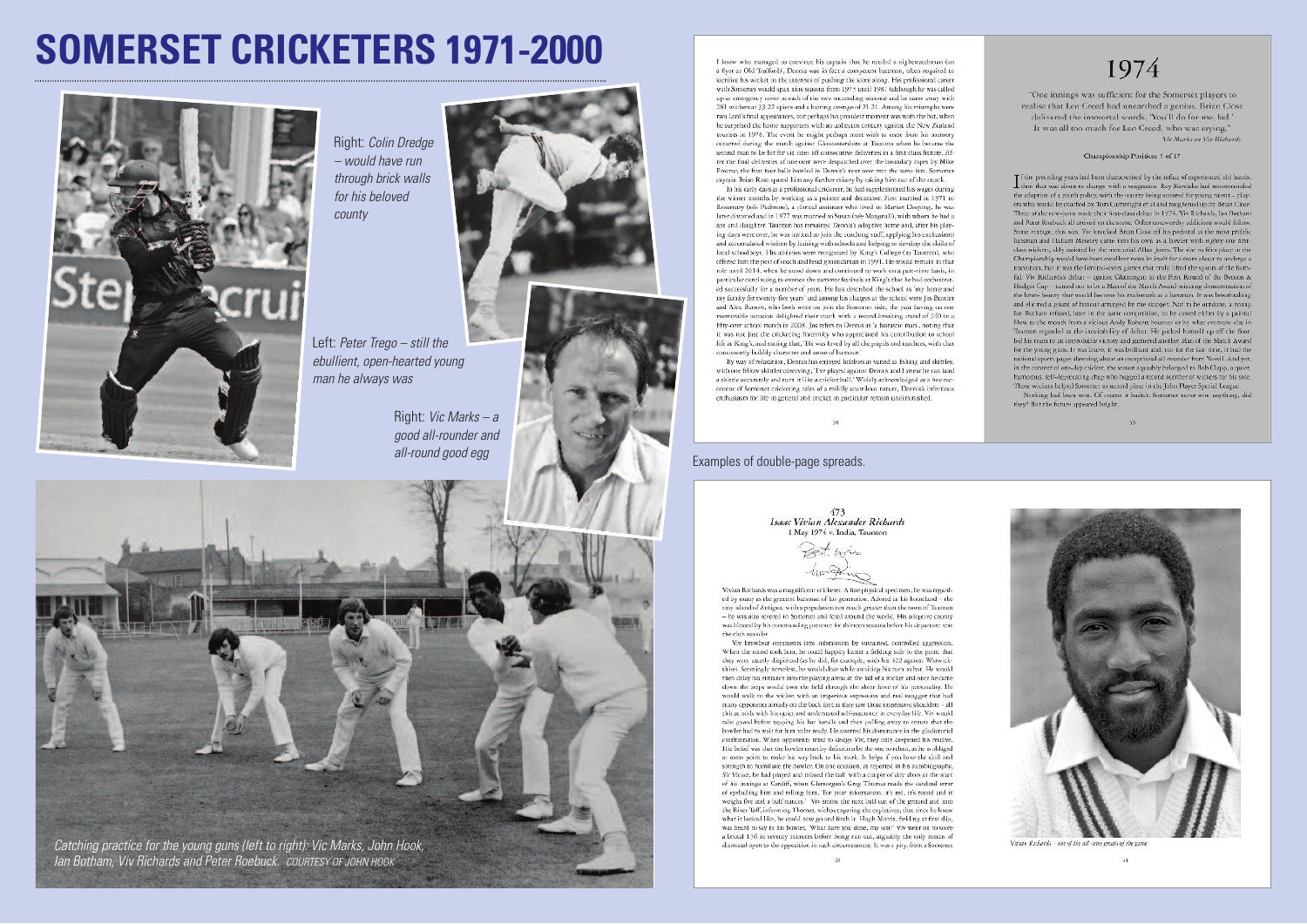# SOMERSET CRICKETERS 1971-2000

Right: *Colin Dredge – would have run through brick walls for his beloved county*

Left: *Peter Trego – still the ebullient, open-hearted young man he always was*

Right: *Vic Marks – a good all-rounder and all-round good egg*

*Catching practice for the young guns (left to right): Vic Marks, John Hook, Ian Botham, Viv Richards and Peter Roebuck.* COURTESY OF JOHN HOOK

Examples of double-page spreads.

I know who managed to convince his captain that he needed a nightwatchman (on a flyer at Old Trafford), Dennis was in fact a competent batsman, often required to sacrifice his wicket in the interests of pushing the score along. His professional career with Somerset would span nine seasons from 1973 until 1981 (although he was called up as emergency cover in each of the two succeeding seasons) and he came away with 281 wickets at 33.22 apiece and a batting average of 21.21. Among his triumphs were two Lord's final appearances, but perhaps his proudest moment was with the bat, when he surprised the home supporters with an unbeaten century against the New Zealand tourists in 1978. The event he might perhaps most wish to erase from his memory occurred during the match against Gloucestershire at Taunton when he became the second man to be hit for six sixes off consecutive deliveries in a first-class fixture. After the final deliveries of one over were despatched over the boundary ropes by Mike Procter, the first four balls bowled in Dennis's next over met the same fate. Somerset captain Brian Rose spared him any further misery by taking him out of the attack.

In his early days as a professional cricketer, he had supplemented his wages during the winter months by working as a painter and decorator. First married in 1971 to Rosemary (née Pudman), a clerical assistant who lived in Market Deeping, he was later divorced and in 1977 was married to Susan (née Mangnall), with whom he had a son and daughter. Taunton has remained Dennis's adoptive home and, after his playing days were over, he was invited to join the coaching staff, applying his enthusiasm and accumulated wisdom by liaising with schools and helping to develop the skills of local schoolboys. His abilities were recognised by King's College (in Taunton), who offered him the post of coach and head groundsman in 1991. He would remain in that role until 2014, when he stood down and continued to work on a part-time basis, in particular continuing to oversee the summer festivals at King's that he had orchestrated successfully for a number of years. He has described the school as 'my home and my family for twenty-five years' and among his charges at the school were Jos Buttler and Alex Barrow, who both went on join the Somerset side, the pair having on one memorable occasion delighted their coach with a record-breaking stand of 340 in a fifty-over school match in 2008. Jos refers to Dennis as 'a fantastic man', noting that it was not just the cricketing fraternity who appreciated his contribution to school life at King's, and stating that, 'He was loved by all the pupils and teachers, with that consistently bubbly character and sense of humour.'

By way of relaxation, Dennis has enjoyed hobbies as varied as fishing and skittles, with one fellow skittler observing, 'I've played against Dennis and I swear he can land a skittle accurately and turn it like a cricket ball.' Widely acknowledged as a fine raconteur of Somerset cricketing tales of a mildly scurrilous nature, Dennis's infectious enthusiasm for life in general and cricket in particular remain undiminished.

# 1974

'One innings was sufficient for the Somerset players to realise that Len Creed had unearthed a genius. Brian Close delivered the immortal words, "You'll do for me, lad." It was all too much for Len Creed, who was crying.'
*Vic Marks on Viv Richards*

**Championship Position: 5 of 17**

If the preceding years had been characterised by the influx of experienced old hands, then that was about to change with a vengeance. Roy Kerslake had recommended the adoption of a youth policy, with the county being scoured for young talent – players who would be coached by Tom Cartwright et al and hung hemlines by Brian Close. Three of the new-joiners made their first-class debut in 1974. Viv Richards, Ian Botham and Peter Roebuck all arrived on the scene. Other noteworthy additions would follow. Some vintage, this was. Viv knocked Brian Close off his pedestal as the most prolific batsman and Hallam Moseley came into his own as a bowler with eighty-one first-class wickets, ably assisted by the mercurial Allan Jones. The rise to fifth place in the Championship would have been excellent news in itself for a team about to undergo a transition, but it was the limited-overs games that truly lifted the spirits of the faithful. Viv Richards's debut – against Glamorgan in the First Round of the Benson & Hedges Cup – turned out to be a Man of the Match Award winning demonstration of the brute beauty that would become his trademark as a batsman. It was breathtaking and elicited a grunt of honour arranged by the skipper. Not to be outdone, a young Ian Botham refused, later in the same competition, to be cowed either by a painful blow to the mouth from a vicious Andy Roberts bouncer or by what everyone else in Taunton regarded as the inevitability of defeat. He picked himself up off the floor, led his team to an improbable victory and garnered another Man of the Match Award for the young guns. It was brave, it was brilliant and, not for the last time, it had the national sports pages slavering about an exceptional all-rounder from Yeovil. And yet, in the context of one-day cricket, the season arguably belonged to Bob Clapp, a quiet, humorous, self-deprecating chap who bagged a record number of wickets for his side. Those wickets helped Somerset to second place in the John Player Special League.

Nothing had been won. Of course it hadn't. Somerset never won anything, did they? But the future appeared bright.

473
*Isaac Vivian Alexander Richards*
1 May 1974 v. India, Taunton

Vivian Richards was a magnificent cricketer. A fine physical specimen, he was regarded by many as the greatest batsman of his generation. Adored in his homeland – the tiny island of Antigua, with a population not much greater than the town of Taunton – he was also revered in Somerset and feted around the world. His adoptive county was blessed by his commanding presence for thirteen seasons before his departure tore the club asunder.

Viv browbeat opponents into submission by sustained, controlled aggression. When the mood took him, he could happily batter a fielding side to the point that they were utterly dispirited (as he did, for example, with his 322 against Warwickshire). Seemingly nerveless, he would doze while awaiting his turn to bat. He would then delay his entrance into the playing arena at the fall of a wicket and once he came down the steps would own the field through the sheer force of his personality. He would walk to the wicket with an imperious expression and real swagger that had many opponents already on the back foot as they saw those impressive shoulders – all this at odds with his quiet and understated self-assurance in everyday life. Viv would take guard before tapping his bat handle and then puffing away to ensure that the bowler had to wait for him to be ready. He asserted his dominance in the gladiatorial confrontation. When opponents tried to sledge Viv, they only deepened his resolve. His belief was that the bowler must by definition be the one to relent, as he is obliged at some point to make his way back to his mark. It helps if you have the skill and strength to humiliate the bowler. On one occasion, as reported in his autobiography, *Sir Vivian*, he had played and missed the ball with a couple of stray shots at the start of his innings at Cardiff, when Glamorgan's Greg Thomas made the cardinal error of eyeballing him and telling him, 'For your information, it's red, it's round and it weighs five and a half ounces.' Viv struck the next ball out of the ground and into the River Taff, informing Thomas, without sparing the expletives, that since he knew what it looked like, he could now go and fetch it. Hugh Morris, fielding at first slip, was heard to say to his bowler, 'What have you done, my son?' Viv went on to score a brutal 136 in seventy minutes before being run out, arguably the only means of dismissal open to the opposition in such circumstances. It was a pity, from a Somerset

*Vivian Richards – one of the all-time greats of the game*